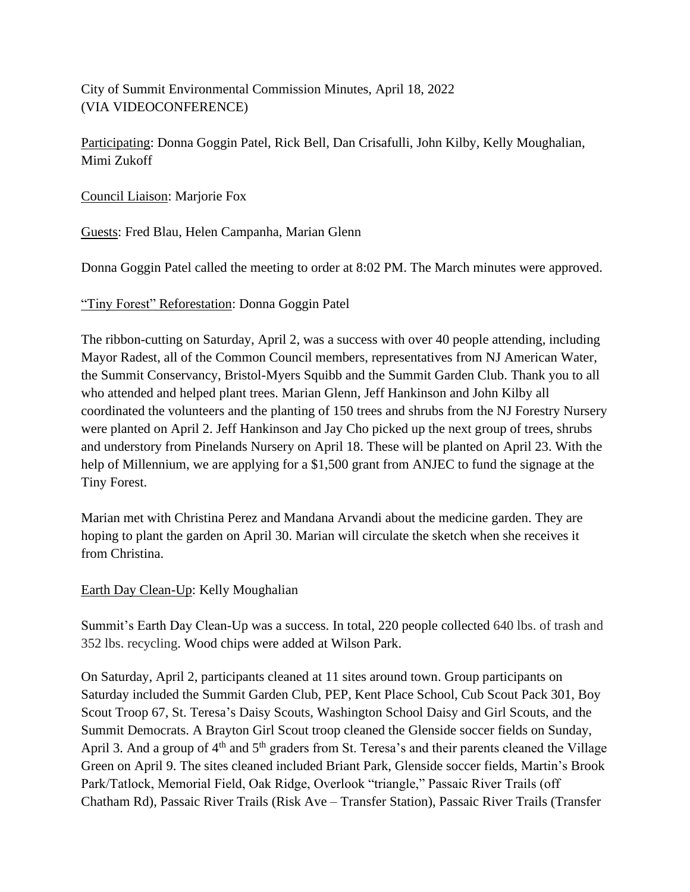City of Summit Environmental Commission Minutes, April 18, 2022
(VIA VIDEOCONFERENCE)

Participating: Donna Goggin Patel, Rick Bell, Dan Crisafulli, John Kilby, Kelly Moughalian, Mimi Zukoff

Council Liaison: Marjorie Fox

Guests: Fred Blau, Helen Campanha, Marian Glenn

Donna Goggin Patel called the meeting to order at 8:02 PM. The March minutes were approved.

"Tiny Forest" Reforestation: Donna Goggin Patel

The ribbon-cutting on Saturday, April 2, was a success with over 40 people attending, including Mayor Radest, all of the Common Council members, representatives from NJ American Water, the Summit Conservancy, Bristol-Myers Squibb and the Summit Garden Club. Thank you to all who attended and helped plant trees. Marian Glenn, Jeff Hankinson and John Kilby all coordinated the volunteers and the planting of 150 trees and shrubs from the NJ Forestry Nursery were planted on April 2. Jeff Hankinson and Jay Cho picked up the next group of trees, shrubs and understory from Pinelands Nursery on April 18. These will be planted on April 23. With the help of Millennium, we are applying for a $1,500 grant from ANJEC to fund the signage at the Tiny Forest.

Marian met with Christina Perez and Mandana Arvandi about the medicine garden. They are hoping to plant the garden on April 30. Marian will circulate the sketch when she receives it from Christina.

Earth Day Clean-Up: Kelly Moughalian

Summit's Earth Day Clean-Up was a success. In total, 220 people collected 640 lbs. of trash and 352 lbs. recycling. Wood chips were added at Wilson Park.

On Saturday, April 2, participants cleaned at 11 sites around town. Group participants on Saturday included the Summit Garden Club, PEP, Kent Place School, Cub Scout Pack 301, Boy Scout Troop 67, St. Teresa's Daisy Scouts, Washington School Daisy and Girl Scouts, and the Summit Democrats. A Brayton Girl Scout troop cleaned the Glenside soccer fields on Sunday, April 3. And a group of 4th and 5th graders from St. Teresa's and their parents cleaned the Village Green on April 9. The sites cleaned included Briant Park, Glenside soccer fields, Martin's Brook Park/Tatlock, Memorial Field, Oak Ridge, Overlook "triangle," Passaic River Trails (off Chatham Rd), Passaic River Trails (Risk Ave – Transfer Station), Passaic River Trails (Transfer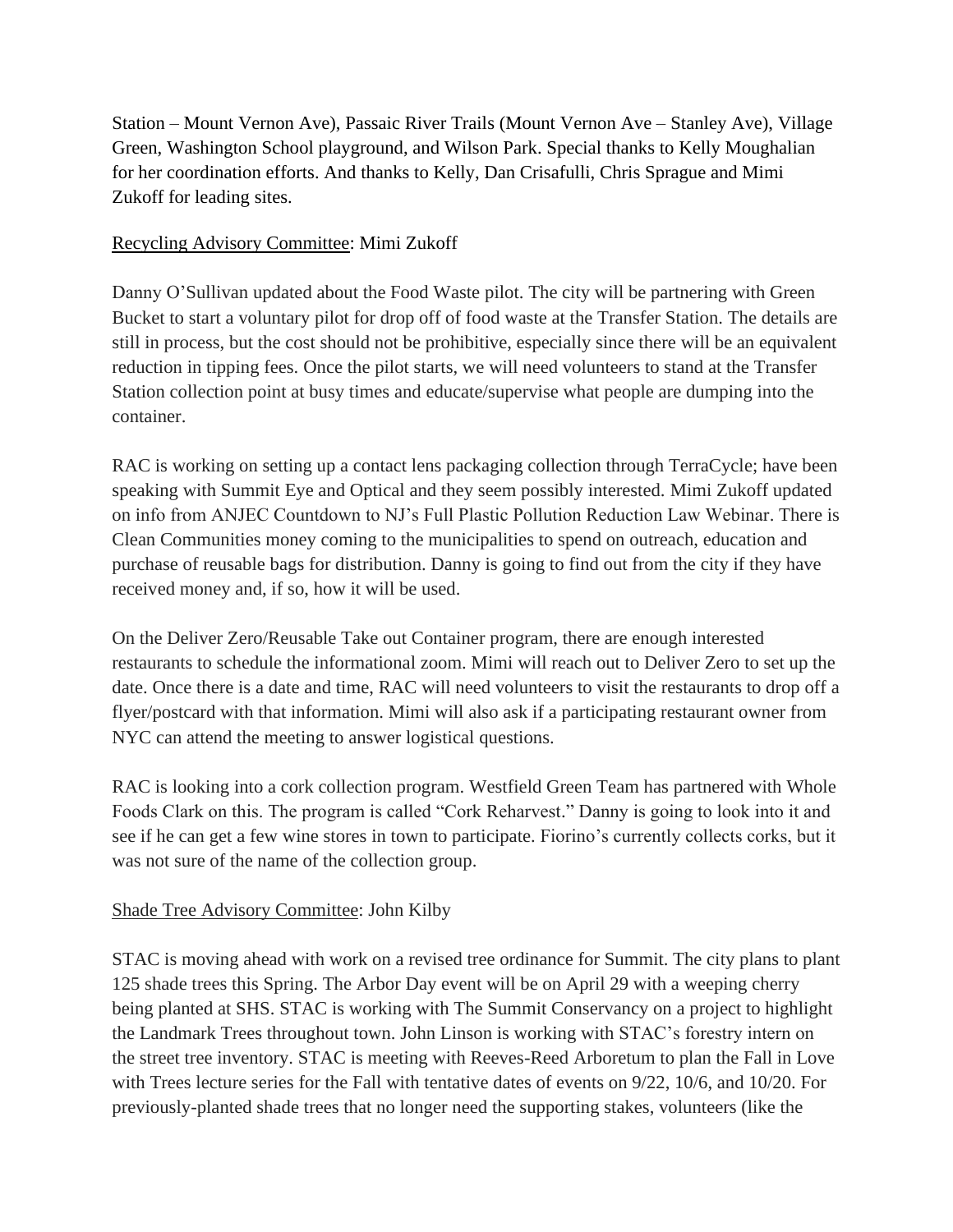Station – Mount Vernon Ave), Passaic River Trails (Mount Vernon Ave – Stanley Ave), Village Green, Washington School playground, and Wilson Park. Special thanks to Kelly Moughalian for her coordination efforts. And thanks to Kelly, Dan Crisafulli, Chris Sprague and Mimi Zukoff for leading sites.

<u>Recycling Advisory Committee</u>: Mimi Zukoff

Danny O'Sullivan updated about the Food Waste pilot. The city will be partnering with Green Bucket to start a voluntary pilot for drop off of food waste at the Transfer Station. The details are still in process, but the cost should not be prohibitive, especially since there will be an equivalent reduction in tipping fees. Once the pilot starts, we will need volunteers to stand at the Transfer Station collection point at busy times and educate/supervise what people are dumping into the container.

RAC is working on setting up a contact lens packaging collection through TerraCycle; have been speaking with Summit Eye and Optical and they seem possibly interested. Mimi Zukoff updated on info from ANJEC Countdown to NJ's Full Plastic Pollution Reduction Law Webinar. There is Clean Communities money coming to the municipalities to spend on outreach, education and purchase of reusable bags for distribution. Danny is going to find out from the city if they have received money and, if so, how it will be used.

On the Deliver Zero/Reusable Take out Container program, there are enough interested restaurants to schedule the informational zoom. Mimi will reach out to Deliver Zero to set up the date. Once there is a date and time, RAC will need volunteers to visit the restaurants to drop off a flyer/postcard with that information. Mimi will also ask if a participating restaurant owner from NYC can attend the meeting to answer logistical questions.

RAC is looking into a cork collection program. Westfield Green Team has partnered with Whole Foods Clark on this. The program is called "Cork Reharvest." Danny is going to look into it and see if he can get a few wine stores in town to participate. Fiorino's currently collects corks, but it was not sure of the name of the collection group.

<u>Shade Tree Advisory Committee</u>: John Kilby

STAC is moving ahead with work on a revised tree ordinance for Summit. The city plans to plant 125 shade trees this Spring. The Arbor Day event will be on April 29 with a weeping cherry being planted at SHS. STAC is working with The Summit Conservancy on a project to highlight the Landmark Trees throughout town. John Linson is working with STAC's forestry intern on the street tree inventory. STAC is meeting with Reeves-Reed Arboretum to plan the Fall in Love with Trees lecture series for the Fall with tentative dates of events on 9/22, 10/6, and 10/20. For previously-planted shade trees that no longer need the supporting stakes, volunteers (like the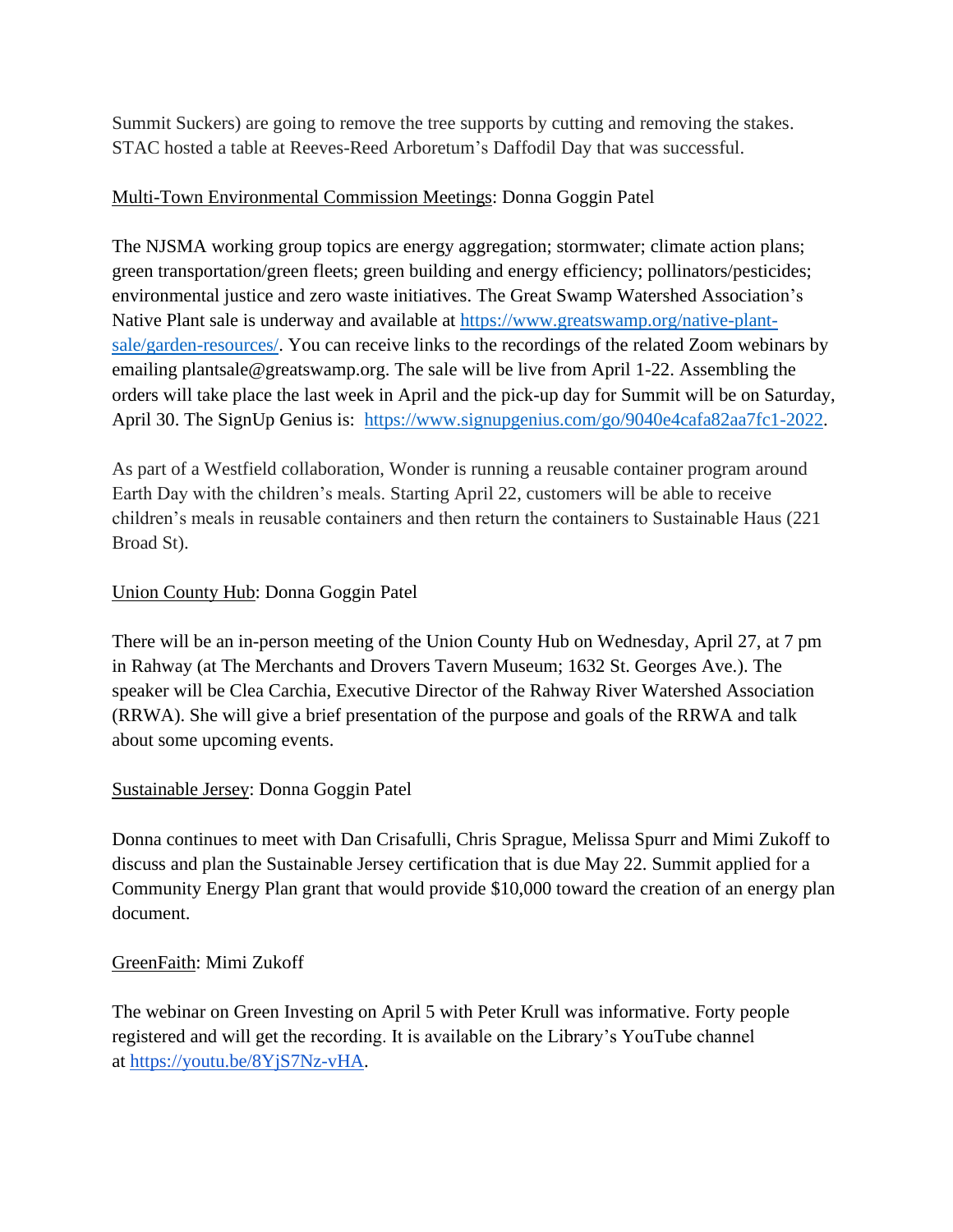Summit Suckers) are going to remove the tree supports by cutting and removing the stakes. STAC hosted a table at Reeves-Reed Arboretum's Daffodil Day that was successful.

<u>Multi-Town Environmental Commission Meetings</u>: Donna Goggin Patel

The NJSMA working group topics are energy aggregation; stormwater; climate action plans; green transportation/green fleets; green building and energy efficiency; pollinators/pesticides; environmental justice and zero waste initiatives. The Great Swamp Watershed Association's Native Plant sale is underway and available at [https://www.greatswamp.org/native-plant-sale/garden-resources/](https://www.greatswamp.org/native-plant-sale/garden-resources/). You can receive links to the recordings of the related Zoom webinars by emailing plantsale@greatswamp.org. The sale will be live from April 1-22. Assembling the orders will take place the last week in April and the pick-up day for Summit will be on Saturday, April 30. The SignUp Genius is: [https://www.signupgenius.com/go/9040e4cafa82aa7fc1-2022](https://www.signupgenius.com/go/9040e4cafa82aa7fc1-2022).

As part of a Westfield collaboration, Wonder is running a reusable container program around Earth Day with the children's meals. Starting April 22, customers will be able to receive children's meals in reusable containers and then return the containers to Sustainable Haus (221 Broad St).

<u>Union County Hub</u>: Donna Goggin Patel

There will be an in-person meeting of the Union County Hub on Wednesday, April 27, at 7 pm in Rahway (at The Merchants and Drovers Tavern Museum; 1632 St. Georges Ave.). The speaker will be Clea Carchia, Executive Director of the Rahway River Watershed Association (RRWA). She will give a brief presentation of the purpose and goals of the RRWA and talk about some upcoming events.

<u>Sustainable Jersey</u>: Donna Goggin Patel

Donna continues to meet with Dan Crisafulli, Chris Sprague, Melissa Spurr and Mimi Zukoff to discuss and plan the Sustainable Jersey certification that is due May 22. Summit applied for a Community Energy Plan grant that would provide $10,000 toward the creation of an energy plan document.

<u>GreenFaith</u>: Mimi Zukoff

The webinar on Green Investing on April 5 with Peter Krull was informative. Forty people registered and will get the recording. It is available on the Library's YouTube channel at [https://youtu.be/8YjS7Nz-vHA](https://youtu.be/8YjS7Nz-vHA).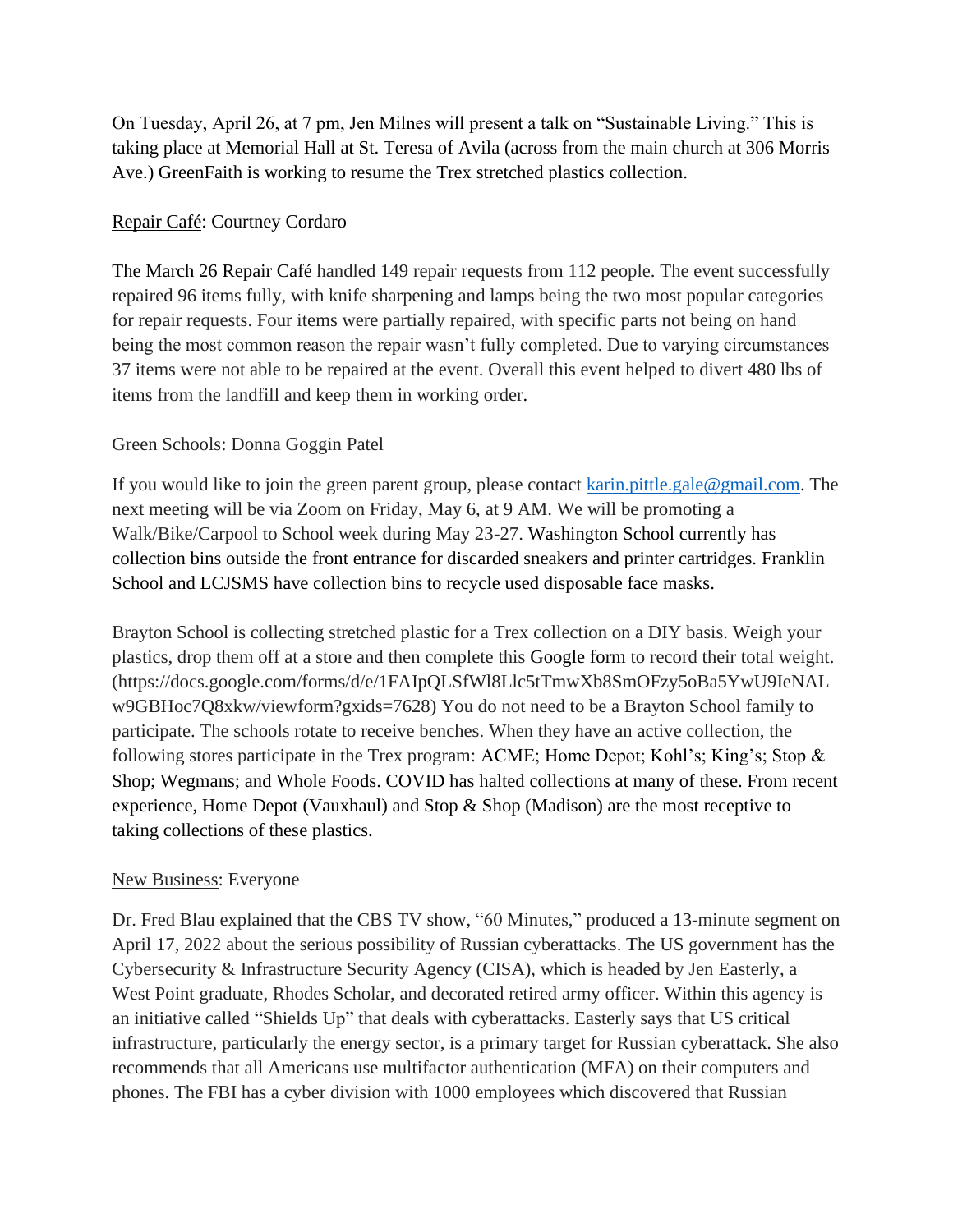On Tuesday, April 26, at 7 pm, Jen Milnes will present a talk on "Sustainable Living." This is taking place at Memorial Hall at St. Teresa of Avila (across from the main church at 306 Morris Ave.) GreenFaith is working to resume the Trex stretched plastics collection.

Repair Café: Courtney Cordaro

The March 26 Repair Café handled 149 repair requests from 112 people. The event successfully repaired 96 items fully, with knife sharpening and lamps being the two most popular categories for repair requests. Four items were partially repaired, with specific parts not being on hand being the most common reason the repair wasn't fully completed. Due to varying circumstances 37 items were not able to be repaired at the event. Overall this event helped to divert 480 lbs of items from the landfill and keep them in working order.

Green Schools: Donna Goggin Patel

If you would like to join the green parent group, please contact karin.pittle.gale@gmail.com. The next meeting will be via Zoom on Friday, May 6, at 9 AM. We will be promoting a Walk/Bike/Carpool to School week during May 23-27. Washington School currently has collection bins outside the front entrance for discarded sneakers and printer cartridges. Franklin School and LCJSMS have collection bins to recycle used disposable face masks.

Brayton School is collecting stretched plastic for a Trex collection on a DIY basis. Weigh your plastics, drop them off at a store and then complete this Google form to record their total weight. (https://docs.google.com/forms/d/e/1FAIpQLSfWl8Llc5tTmwXb8SmOFzy5oBa5YwU9IeNALw9GBHoc7Q8xkw/viewform?gxids=7628) You do not need to be a Brayton School family to participate. The schools rotate to receive benches. When they have an active collection, the following stores participate in the Trex program: ACME; Home Depot; Kohl's; King's; Stop & Shop; Wegmans; and Whole Foods. COVID has halted collections at many of these. From recent experience, Home Depot (Vauxhaul) and Stop & Shop (Madison) are the most receptive to taking collections of these plastics.

New Business: Everyone

Dr. Fred Blau explained that the CBS TV show, "60 Minutes," produced a 13-minute segment on April 17, 2022 about the serious possibility of Russian cyberattacks. The US government has the Cybersecurity & Infrastructure Security Agency (CISA), which is headed by Jen Easterly, a West Point graduate, Rhodes Scholar, and decorated retired army officer. Within this agency is an initiative called "Shields Up" that deals with cyberattacks. Easterly says that US critical infrastructure, particularly the energy sector, is a primary target for Russian cyberattack. She also recommends that all Americans use multifactor authentication (MFA) on their computers and phones. The FBI has a cyber division with 1000 employees which discovered that Russian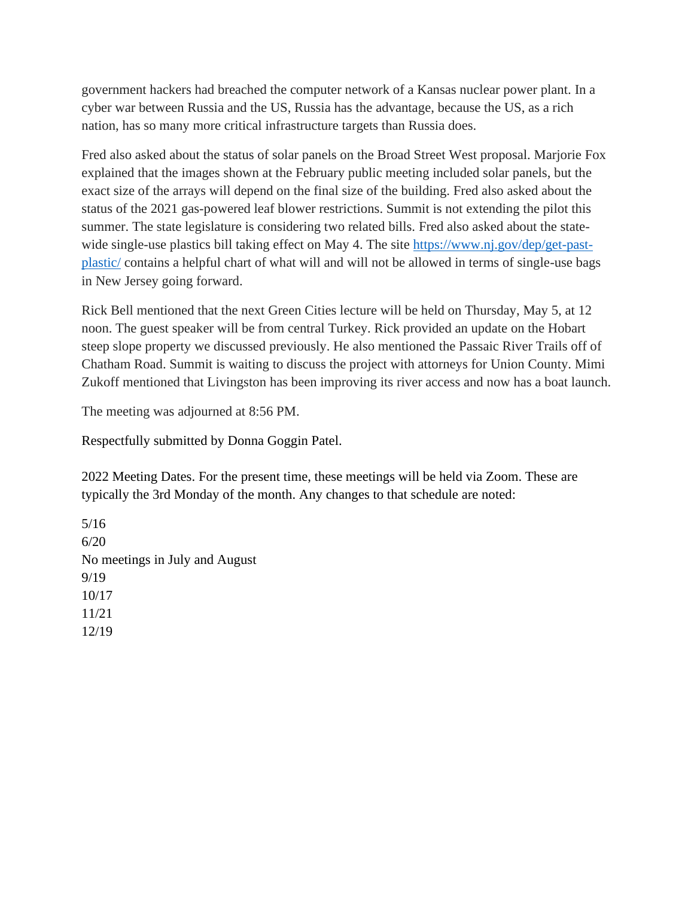government hackers had breached the computer network of a Kansas nuclear power plant. In a cyber war between Russia and the US, Russia has the advantage, because the US, as a rich nation, has so many more critical infrastructure targets than Russia does.

Fred also asked about the status of solar panels on the Broad Street West proposal. Marjorie Fox explained that the images shown at the February public meeting included solar panels, but the exact size of the arrays will depend on the final size of the building. Fred also asked about the status of the 2021 gas-powered leaf blower restrictions. Summit is not extending the pilot this summer. The state legislature is considering two related bills. Fred also asked about the state-wide single-use plastics bill taking effect on May 4. The site [https://www.nj.gov/dep/get-past-plastic/](https://www.nj.gov/dep/get-past-plastic/) contains a helpful chart of what will and will not be allowed in terms of single-use bags in New Jersey going forward.

Rick Bell mentioned that the next Green Cities lecture will be held on Thursday, May 5, at 12 noon. The guest speaker will be from central Turkey. Rick provided an update on the Hobart steep slope property we discussed previously. He also mentioned the Passaic River Trails off of Chatham Road. Summit is waiting to discuss the project with attorneys for Union County. Mimi Zukoff mentioned that Livingston has been improving its river access and now has a boat launch.

The meeting was adjourned at 8:56 PM.

Respectfully submitted by Donna Goggin Patel.

2022 Meeting Dates. For the present time, these meetings will be held via Zoom. These are typically the 3rd Monday of the month. Any changes to that schedule are noted:

5/16  
6/20  
No meetings in July and August  
9/19  
10/17  
11/21  
12/19